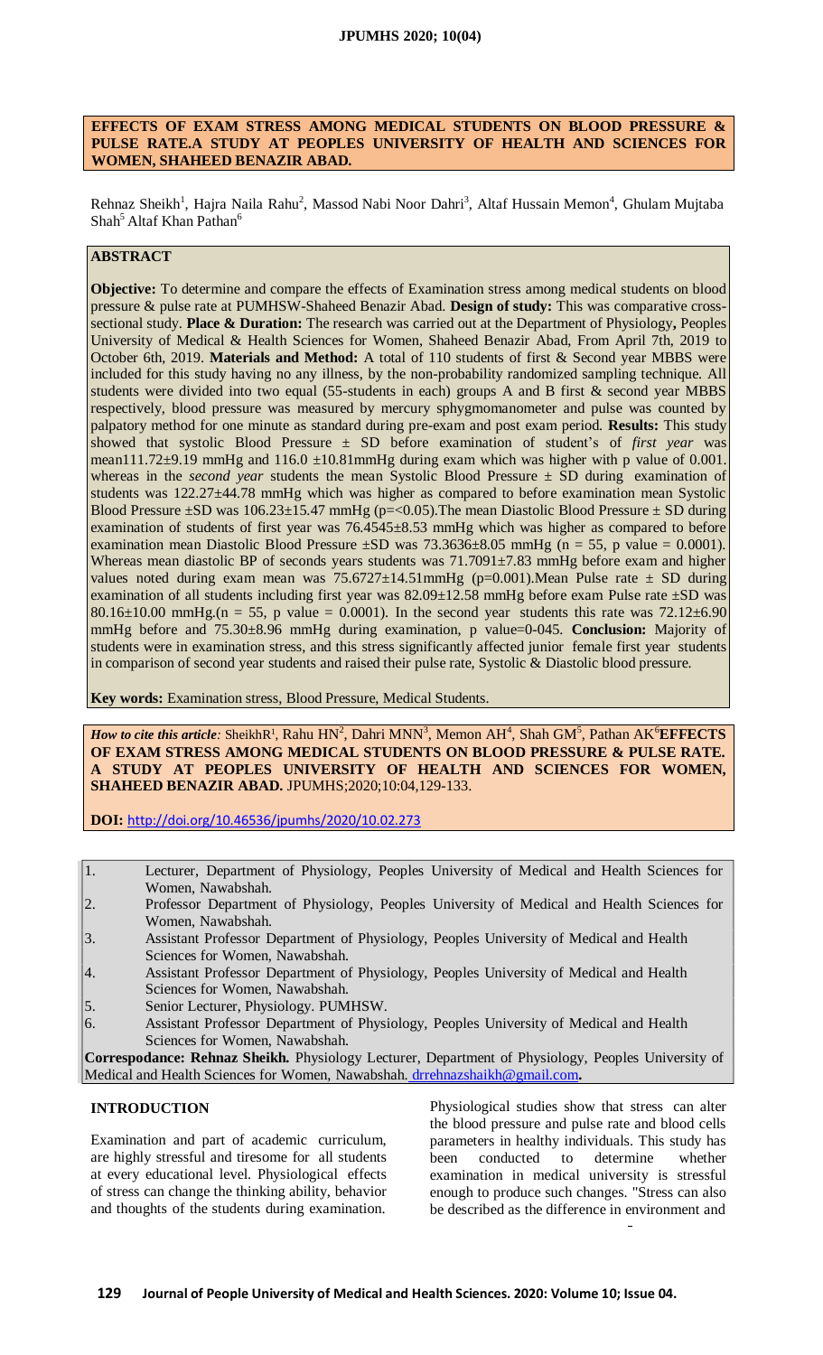# EFFECTS OF EXAM STRESS AMONG MEDICAL STUDENTS ON BLOOD PRESSURE & PULSE RATE.A STUDY AT PEOPLES UNIVERSITY OF HEALTH AND SCIENCES FOR WOMEN, SHAHEED BENAZIR ABAD.

Rehnaz Sheikh[1], Hajra Naila Rahu[2], Massod Nabi Noor Dahri[3], Altaf Hussain Memon[4], Ghulam Mujtaba Shah[5] Altaf Khan Pathan[6]

## ABSTRACT

**Objective:** To determine and compare the effects of Examination stress among medical students on blood pressure & pulse rate at PUMHSW-Shaheed Benazir Abad. **Design of study:** This was comparative cross-sectional study. **Place & Duration:** The research was carried out at the Department of Physiology**,** Peoples University of Medical & Health Sciences for Women, Shaheed Benazir Abad, From April 7th, 2019 to October 6th, 2019. **Materials and Method:** A total of 110 students of first & Second year MBBS were included for this study having no any illness, by the non-probability randomized sampling technique. All students were divided into two equal (55-students in each) groups A and B first & second year MBBS respectively, blood pressure was measured by mercury sphygmomanometer and pulse was counted by palpatory method for one minute as standard during pre-exam and post exam period. **Results:** This study showed that systolic Blood Pressure ± SD before examination of student's of *first year* was mean111.72±9.19 mmHg and 116.0 ±10.81mmHg during exam which was higher with p value of 0.001. whereas in the *second year* students the mean Systolic Blood Pressure ± SD during examination of students was 122.27±44.78 mmHg which was higher as compared to before examination mean Systolic Blood Pressure ±SD was 106.23±15.47 mmHg (p=<0.05).The mean Diastolic Blood Pressure ± SD during examination of students of first year was 76.4545±8.53 mmHg which was higher as compared to before examination mean Diastolic Blood Pressure ±SD was 73.3636±8.05 mmHg (n = 55, p value = 0.0001). Whereas mean diastolic BP of seconds years students was 71.7091±7.83 mmHg before exam and higher values noted during exam mean was 75.6727±14.51mmHg (p=0.001).Mean Pulse rate ± SD during examination of all students including first year was 82.09±12.58 mmHg before exam Pulse rate ±SD was 80.16±10.00 mmHg.(n = 55, p value = 0.0001). In the second year students this rate was 72.12±6.90 mmHg before and 75.30±8.96 mmHg during examination, p value=0-045. **Conclusion:** Majority of students were in examination stress, and this stress significantly affected junior female first year students in comparison of second year students and raised their pulse rate, Systolic & Diastolic blood pressure.

**Key words:** Examination stress, Blood Pressure, Medical Students.

***How to cite this article:*** SheikhR[1], Rahu HN[2], Dahri MNN[3], Memon AH[4], Shah GM[5], Pathan AK[6]**EFFECTS OF EXAM STRESS AMONG MEDICAL STUDENTS ON BLOOD PRESSURE & PULSE RATE. A STUDY AT PEOPLES UNIVERSITY OF HEALTH AND SCIENCES FOR WOMEN, SHAHEED BENAZIR ABAD.** JPUMHS;2020;10:04,129-133.

**DOI:** http://doi.org/10.46536/jpumhs/2020/10.02.273

1. Lecturer, Department of Physiology, Peoples University of Medical and Health Sciences for Women, Nawabshah.
2. Professor Department of Physiology, Peoples University of Medical and Health Sciences for Women, Nawabshah.
3. Assistant Professor Department of Physiology, Peoples University of Medical and Health Sciences for Women, Nawabshah.
4. Assistant Professor Department of Physiology, Peoples University of Medical and Health Sciences for Women, Nawabshah.
5. Senior Lecturer, Physiology. PUMHSW.
6. Assistant Professor Department of Physiology, Peoples University of Medical and Health Sciences for Women, Nawabshah.

**Correspodance: Rehnaz Sheikh.** Physiology Lecturer, Department of Physiology, Peoples University of Medical and Health Sciences for Women, Nawabshah. drrehnazshaikh@gmail.com**.**

## INTRODUCTION

Examination and part of academic curriculum, are highly stressful and tiresome for all students at every educational level. Physiological effects of stress can change the thinking ability, behavior and thoughts of the students during examination. Physiological studies show that stress can alter the blood pressure and pulse rate and blood cells parameters in healthy individuals. This study has been conducted to determine whether examination in medical university is stressful enough to produce such changes. "Stress can also be described as the difference in environment and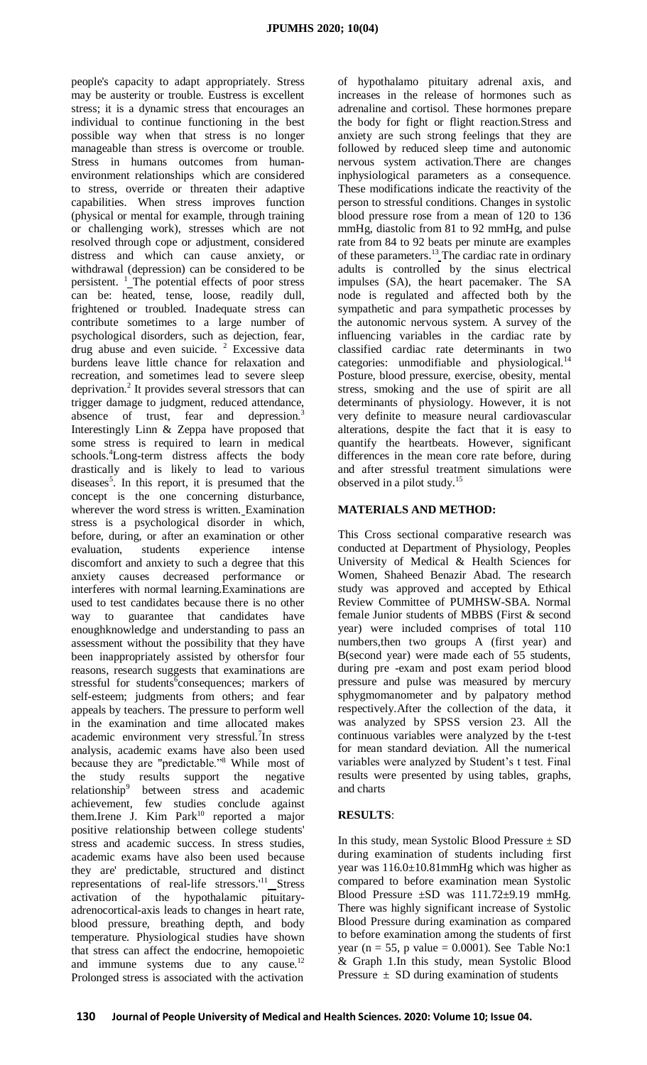people's capacity to adapt appropriately. Stress may be austerity or trouble. Eustress is excellent stress; it is a dynamic stress that encourages an individual to continue functioning in the best possible way when that stress is no longer manageable than stress is overcome or trouble. Stress in humans outcomes from human-environment relationships which are considered to stress, override or threaten their adaptive capabilities. When stress improves function (physical or mental for example, through training or challenging work), stresses which are not resolved through cope or adjustment, considered distress and which can cause anxiety, or withdrawal (depression) can be considered to be persistent. [1] The potential effects of poor stress can be: heated, tense, loose, readily dull, frightened or troubled. Inadequate stress can contribute sometimes to a large number of psychological disorders, such as dejection, fear, drug abuse and even suicide. [2] Excessive data burdens leave little chance for relaxation and recreation, and sometimes lead to severe sleep deprivation.[2] It provides several stressors that can trigger damage to judgment, reduced attendance, absence of trust, fear and depression.[3] Interestingly Linn & Zeppa have proposed that some stress is required to learn in medical schools.[4]Long-term distress affects the body drastically and is likely to lead to various diseases[5]. In this report, it is presumed that the concept is the one concerning disturbance, wherever the word stress is written. Examination stress is a psychological disorder in which, before, during, or after an examination or other evaluation, students experience intense discomfort and anxiety to such a degree that this anxiety causes decreased performance or interferes with normal learning.Examinations are used to test candidates because there is no other way to guarantee that candidates have enoughknowledge and understanding to pass an assessment without the possibility that they have been inappropriately assisted by othersfor four reasons, research suggests that examinations are stressful for students[6]consequences; markers of self-esteem; judgments from others; and fear appeals by teachers. The pressure to perform well in the examination and time allocated makes academic environment very stressful.[7]In stress analysis, academic exams have also been used because they are "predictable."[8] While most of the study results support the negative relationship[9] between stress and academic achievement, few studies conclude against them.Irene J. Kim Park[10] reported a major positive relationship between college students' stress and academic success. In stress studies, academic exams have also been used because they are' predictable, structured and distinct representations of real-life stressors.'[11] Stress activation of the hypothalamic pituitary-adrenocortical-axis leads to changes in heart rate, blood pressure, breathing depth, and body temperature. Physiological studies have shown that stress can affect the endocrine, hemopoietic and immune systems due to any cause.[12] Prolonged stress is associated with the activation of hypothalamo pituitary adrenal axis, and increases in the release of hormones such as adrenaline and cortisol. These hormones prepare the body for fight or flight reaction.Stress and anxiety are such strong feelings that they are followed by reduced sleep time and autonomic nervous system activation.There are changes inphysiological parameters as a consequence. These modifications indicate the reactivity of the person to stressful conditions. Changes in systolic blood pressure rose from a mean of 120 to 136 mmHg, diastolic from 81 to 92 mmHg, and pulse rate from 84 to 92 beats per minute are examples of these parameters.[13] The cardiac rate in ordinary adults is controlled by the sinus electrical impulses (SA), the heart pacemaker. The SA node is regulated and affected both by the sympathetic and para sympathetic processes by the autonomic nervous system. A survey of the influencing variables in the cardiac rate by classified cardiac rate determinants in two categories: unmodifiable and physiological.[14] Posture, blood pressure, exercise, obesity, mental stress, smoking and the use of spirit are all determinants of physiology. However, it is not very definite to measure neural cardiovascular alterations, despite the fact that it is easy to quantify the heartbeats. However, significant differences in the mean core rate before, during and after stressful treatment simulations were observed in a pilot study.[15]

## MATERIALS AND METHOD:

This Cross sectional comparative research was conducted at Department of Physiology, Peoples University of Medical & Health Sciences for Women, Shaheed Benazir Abad. The research study was approved and accepted by Ethical Review Committee of PUMHSW-SBA. Normal female Junior students of MBBS (First & second year) were included comprises of total 110 numbers,then two groups A (first year) and B(second year) were made each of 55 students, during pre -exam and post exam period blood pressure and pulse was measured by mercury sphygmomanometer and by palpatory method respectively.After the collection of the data, it was analyzed by SPSS version 23. All the continuous variables were analyzed by the t-test for mean standard deviation. All the numerical variables were analyzed by Student's t test. Final results were presented by using tables, graphs, and charts

## RESULTS:

In this study, mean Systolic Blood Pressure ± SD during examination of students including first year was 116.0±10.81mmHg which was higher as compared to before examination mean Systolic Blood Pressure ±SD was 111.72±9.19 mmHg. There was highly significant increase of Systolic Blood Pressure during examination as compared to before examination among the students of first year (n = 55, p value = 0.0001). See Table No:1 & Graph 1.In this study, mean Systolic Blood Pressure ± SD during examination of students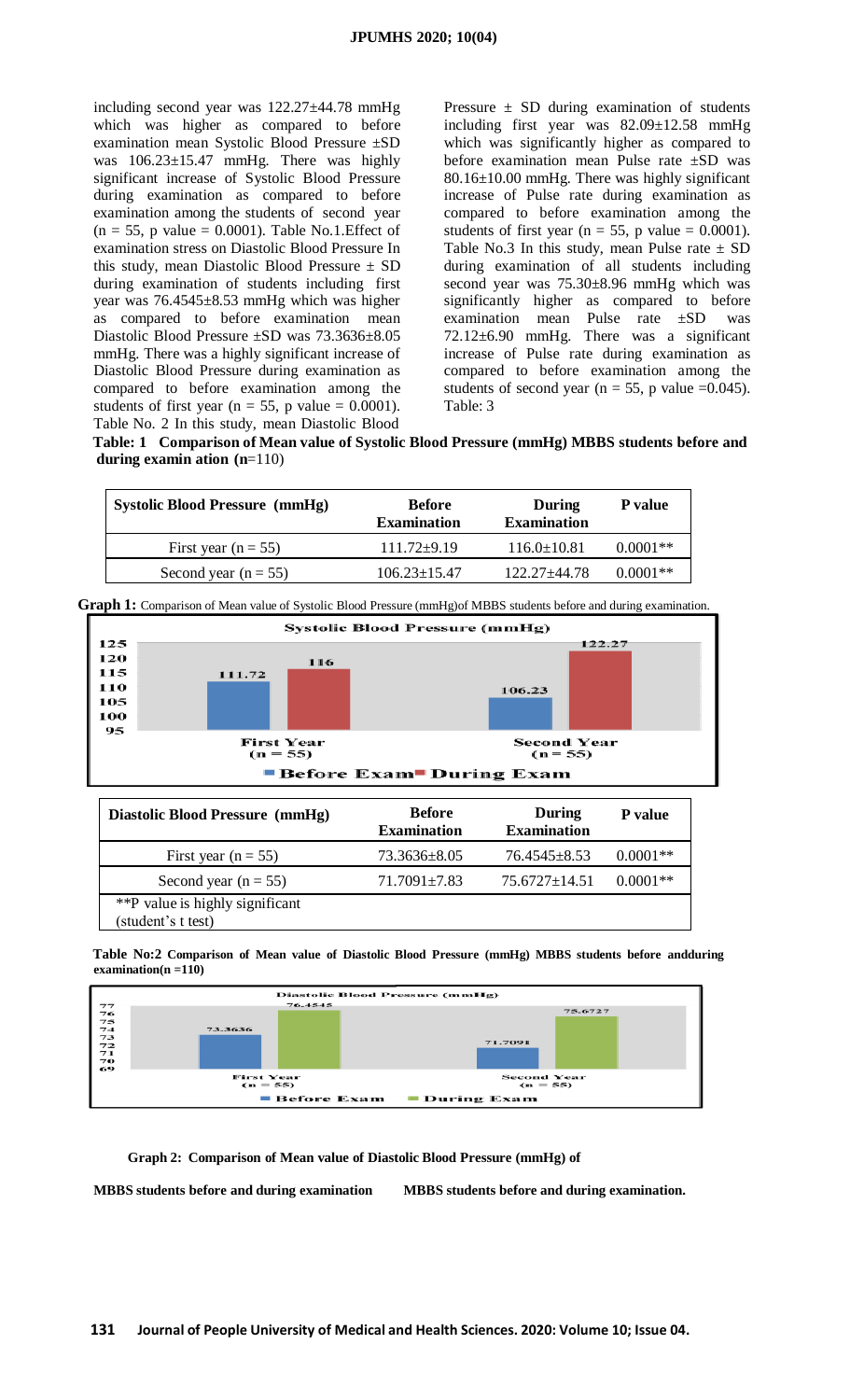including second year was 122.27±44.78 mmHg which was higher as compared to before examination mean Systolic Blood Pressure ±SD was 106.23±15.47 mmHg. There was highly significant increase of Systolic Blood Pressure during examination as compared to before examination among the students of second year (n = 55, p value = 0.0001). Table No.1.Effect of examination stress on Diastolic Blood Pressure In this study, mean Diastolic Blood Pressure ± SD during examination of students including first year was 76.4545±8.53 mmHg which was higher as compared to before examination mean Diastolic Blood Pressure ±SD was 73.3636±8.05 mmHg. There was a highly significant increase of Diastolic Blood Pressure during examination as compared to before examination among the students of first year (n = 55, p value = 0.0001). Table No. 2 In this study, mean Diastolic Blood Pressure ± SD during examination of students including first year was 82.09±12.58 mmHg which was significantly higher as compared to before examination mean Pulse rate ±SD was 80.16±10.00 mmHg. There was highly significant increase of Pulse rate during examination as compared to before examination among the students of first year (n = 55, p value = 0.0001). Table No.3 In this study, mean Pulse rate ± SD during examination of all students including second year was 75.30±8.96 mmHg which was significantly higher as compared to before examination mean Pulse rate ±SD was 72.12±6.90 mmHg. There was a significant increase of Pulse rate during examination as compared to before examination among the students of second year (n = 55, p value =0.045). Table: 3

**Table: 1 Comparison of Mean value of Systolic Blood Pressure (mmHg) MBBS students before and during examin ation (n=110)**

| Systolic Blood Pressure (mmHg) | Before Examination | During Examination | P value |
|---|---|---|---|
| First year (n = 55) | 111.72±9.19 | 116.0±10.81 | 0.0001** |
| Second year (n = 55) | 106.23±15.47 | 122.27±44.78 | 0.0001** |

**Graph 1:** Comparison of Mean value of Systolic Blood Pressure (mmHg)of MBBS students before and during examination.

| Diastolic Blood Pressure (mmHg) | Before Examination | During Examination | P value |
|---|---|---|---|
| First year (n = 55) | 73.3636±8.05 | 76.4545±8.53 | 0.0001** |
| Second year (n = 55) | 71.7091±7.83 | 75.6727±14.51 | 0.0001** |
| **P value is highly significant (student's t test) | | | |

**Table No:2 Comparison of Mean value of Diastolic Blood Pressure (mmHg) MBBS students before andduring examination(n =110)**

**Graph 2: Comparison of Mean value of Diastolic Blood Pressure (mmHg) of MBBS students before and during examination MBBS students before and during examination.**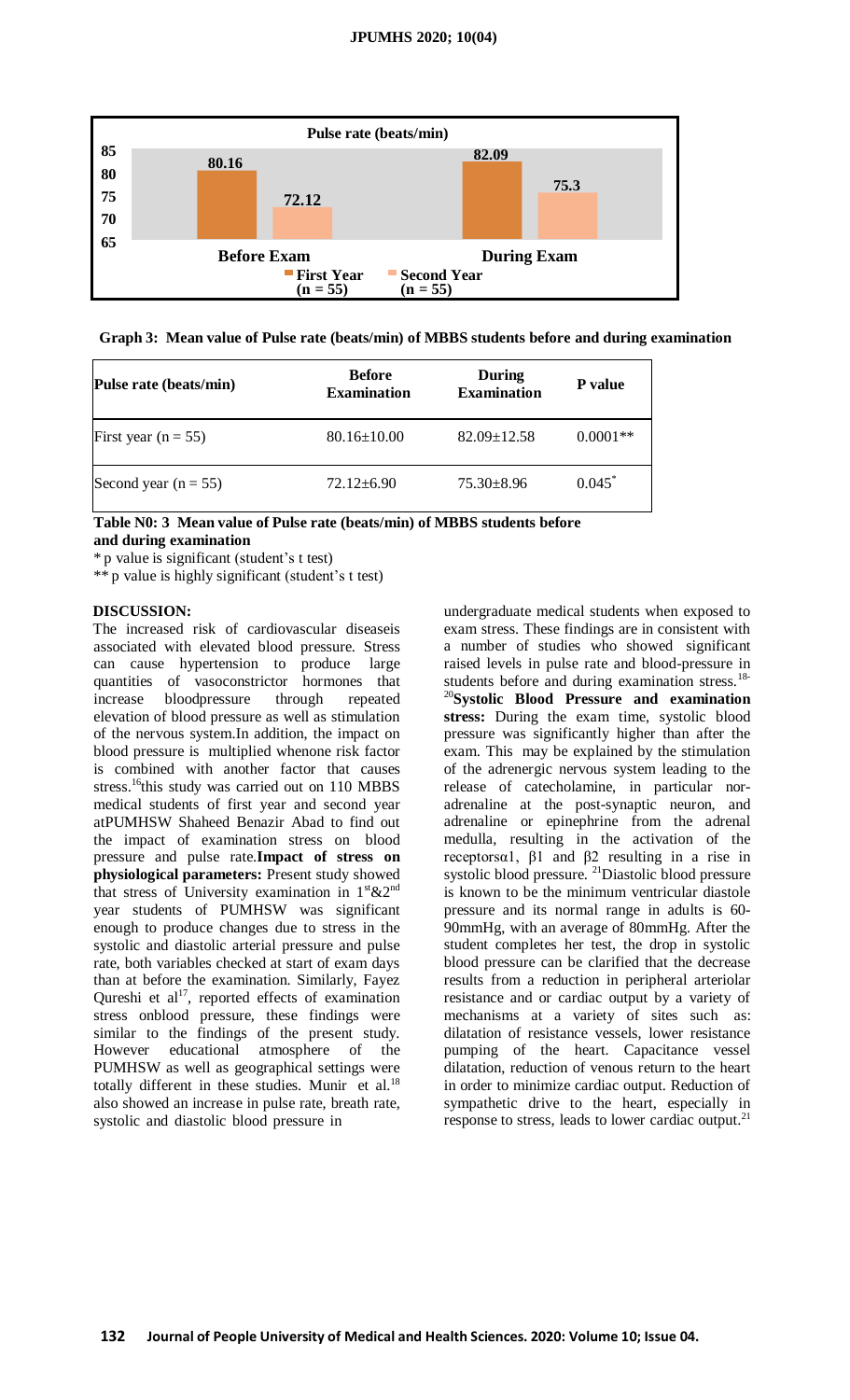Pulse rate (beats/min)

| | First Year (n = 55) | Second Year (n = 55) |
|---|---|---|
| Before Exam | 80.16 | 72.12 |
| During Exam | 82.09 | 75.3 |

**Graph 3: Mean value of Pulse rate (beats/min) of MBBS students before and during examination**

| Pulse rate (beats/min) | Before Examination | During Examination | P value |
|---|---|---|---|
| First year (n = 55) | 80.16±10.00 | 82.09±12.58 | 0.0001** |
| Second year (n = 55) | 72.12±6.90 | 75.30±8.96 | 0.045* |

**Table N0: 3 Mean value of Pulse rate (beats/min) of MBBS students before and during examination**

* p value is significant (student's t test)

** p value is highly significant (student's t test)

## DISCUSSION:

The increased risk of cardiovascular diseaseis associated with elevated blood pressure. Stress can cause hypertension to produce large quantities of vasoconstrictor hormones that increase bloodpressure through repeated elevation of blood pressure as well as stimulation of the nervous system.In addition, the impact on blood pressure is multiplied whenone risk factor is combined with another factor that causes stress.[16]this study was carried out on 110 MBBS medical students of first year and second year atPUMHSW Shaheed Benazir Abad to find out the impact of examination stress on blood pressure and pulse rate.**Impact of stress on physiological parameters:** Present study showed that stress of University examination in 1st&2nd year students of PUMHSW was significant enough to produce changes due to stress in the systolic and diastolic arterial pressure and pulse rate, both variables checked at start of exam days than at before the examination. Similarly, Fayez Qureshi et al[17], reported effects of examination stress onblood pressure, these findings were similar to the findings of the present study. However educational atmosphere of the PUMHSW as well as geographical settings were totally different in these studies. Munir et al.[18] also showed an increase in pulse rate, breath rate, systolic and diastolic blood pressure in undergraduate medical students when exposed to exam stress. These findings are in consistent with a number of studies who showed significant raised levels in pulse rate and blood-pressure in students before and during examination stress.[18-20]**Systolic Blood Pressure and examination stress:** During the exam time, systolic blood pressure was significantly higher than after the exam. This may be explained by the stimulation of the adrenergic nervous system leading to the release of catecholamine, in particular nor-adrenaline at the post-synaptic neuron, and adrenaline or epinephrine from the adrenal medulla, resulting in the activation of the receptors$\alpha 1$, $\beta 1$ and $\beta 2$ resulting in a rise in systolic blood pressure. [21]Diastolic blood pressure is known to be the minimum ventricular diastole pressure and its normal range in adults is 60-90mmHg, with an average of 80mmHg. After the student completes her test, the drop in systolic blood pressure can be clarified that the decrease results from a reduction in peripheral arteriolar resistance and or cardiac output by a variety of mechanisms at a variety of sites such as: dilatation of resistance vessels, lower resistance pumping of the heart. Capacitance vessel dilatation, reduction of venous return to the heart in order to minimize cardiac output. Reduction of sympathetic drive to the heart, especially in response to stress, leads to lower cardiac output.[21]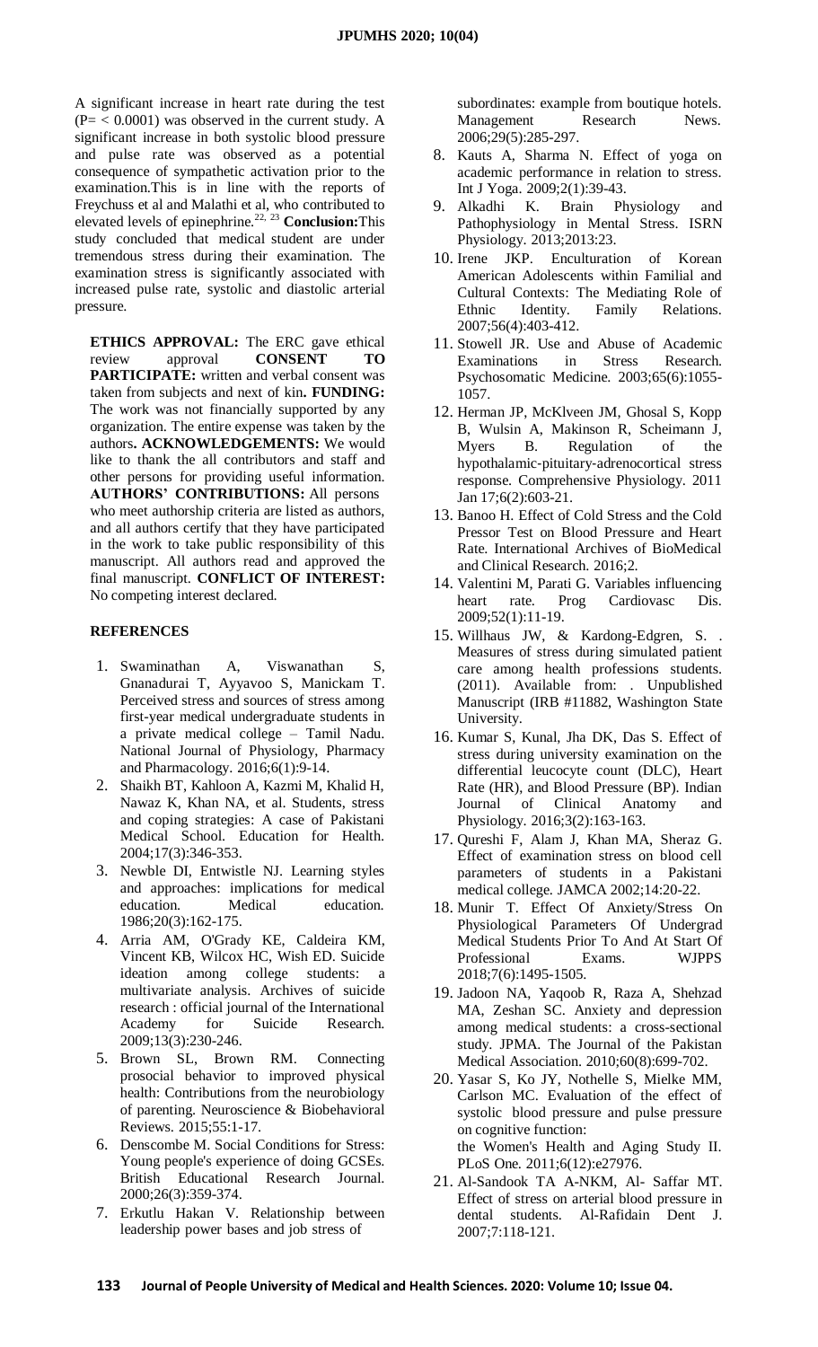A significant increase in heart rate during the test ($P = < 0.0001$) was observed in the current study. A significant increase in both systolic blood pressure and pulse rate was observed as a potential consequence of sympathetic activation prior to the examination.This is in line with the reports of Freychuss et al and Malathi et al, who contributed to elevated levels of epinephrine.[22, 23] **Conclusion:**This study concluded that medical student are under tremendous stress during their examination. The examination stress is significantly associated with increased pulse rate, systolic and diastolic arterial pressure.

**ETHICS APPROVAL:** The ERC gave ethical review approval **CONSENT TO PARTICIPATE:** written and verbal consent was taken from subjects and next of kin**. FUNDING:** The work was not financially supported by any organization. The entire expense was taken by the authors**. ACKNOWLEDGEMENTS:** We would like to thank the all contributors and staff and other persons for providing useful information. **AUTHORS' CONTRIBUTIONS:** All persons who meet authorship criteria are listed as authors, and all authors certify that they have participated in the work to take public responsibility of this manuscript. All authors read and approved the final manuscript. **CONFLICT OF INTEREST:** No competing interest declared.

## REFERENCES

1. Swaminathan A, Viswanathan S, Gnanadurai T, Ayyavoo S, Manickam T. Perceived stress and sources of stress among first-year medical undergraduate students in a private medical college – Tamil Nadu. National Journal of Physiology, Pharmacy and Pharmacology. 2016;6(1):9-14.
2. Shaikh BT, Kahloon A, Kazmi M, Khalid H, Nawaz K, Khan NA, et al. Students, stress and coping strategies: A case of Pakistani Medical School. Education for Health. 2004;17(3):346-353.
3. Newble DI, Entwistle NJ. Learning styles and approaches: implications for medical education. Medical education. 1986;20(3):162-175.
4. Arria AM, O'Grady KE, Caldeira KM, Vincent KB, Wilcox HC, Wish ED. Suicide ideation among college students: a multivariate analysis. Archives of suicide research : official journal of the International Academy for Suicide Research. 2009;13(3):230-246.
5. Brown SL, Brown RM. Connecting prosocial behavior to improved physical health: Contributions from the neurobiology of parenting. Neuroscience & Biobehavioral Reviews. 2015;55:1-17.
6. Denscombe M. Social Conditions for Stress: Young people's experience of doing GCSEs. British Educational Research Journal. 2000;26(3):359-374.
7. Erkutlu Hakan V. Relationship between leadership power bases and job stress of subordinates: example from boutique hotels. Management Research News. 2006;29(5):285-297.
8. Kauts A, Sharma N. Effect of yoga on academic performance in relation to stress. Int J Yoga. 2009;2(1):39-43.
9. Alkadhi K. Brain Physiology and Pathophysiology in Mental Stress. ISRN Physiology. 2013;2013:23.
10. Irene JKP. Enculturation of Korean American Adolescents within Familial and Cultural Contexts: The Mediating Role of Ethnic Identity. Family Relations. 2007;56(4):403-412.
11. Stowell JR. Use and Abuse of Academic Examinations in Stress Research. Psychosomatic Medicine. 2003;65(6):1055-1057.
12. Herman JP, McKlveen JM, Ghosal S, Kopp B, Wulsin A, Makinson R, Scheimann J, Myers B. Regulation of the hypothalamic-pituitary-adrenocortical stress response. Comprehensive Physiology. 2011 Jan 17;6(2):603-21.
13. Banoo H. Effect of Cold Stress and the Cold Pressor Test on Blood Pressure and Heart Rate. International Archives of BioMedical and Clinical Research. 2016;2.
14. Valentini M, Parati G. Variables influencing heart rate. Prog Cardiovasc Dis. 2009;52(1):11-19.
15. Willhaus JW, & Kardong-Edgren, S. . Measures of stress during simulated patient care among health professions students. (2011). Available from: . Unpublished Manuscript (IRB #11882, Washington State University.
16. Kumar S, Kunal, Jha DK, Das S. Effect of stress during university examination on the differential leucocyte count (DLC), Heart Rate (HR), and Blood Pressure (BP). Indian Journal of Clinical Anatomy and Physiology. 2016;3(2):163-163.
17. Qureshi F, Alam J, Khan MA, Sheraz G. Effect of examination stress on blood cell parameters of students in a Pakistani medical college. JAMCA 2002;14:20-22.
18. Munir T. Effect Of Anxiety/Stress On Physiological Parameters Of Undergrad Medical Students Prior To And At Start Of Professional Exams. WJPPS 2018;7(6):1495-1505.
19. Jadoon NA, Yaqoob R, Raza A, Shehzad MA, Zeshan SC. Anxiety and depression among medical students: a cross-sectional study. JPMA. The Journal of the Pakistan Medical Association. 2010;60(8):699-702.
20. Yasar S, Ko JY, Nothelle S, Mielke MM, Carlson MC. Evaluation of the effect of systolic blood pressure and pulse pressure on cognitive function: the Women's Health and Aging Study II. PLoS One. 2011;6(12):e27976.
21. Al-Sandook TA A-NKM, Al- Saffar MT. Effect of stress on arterial blood pressure in dental students. Al-Rafidain Dent J. 2007;7:118-121.